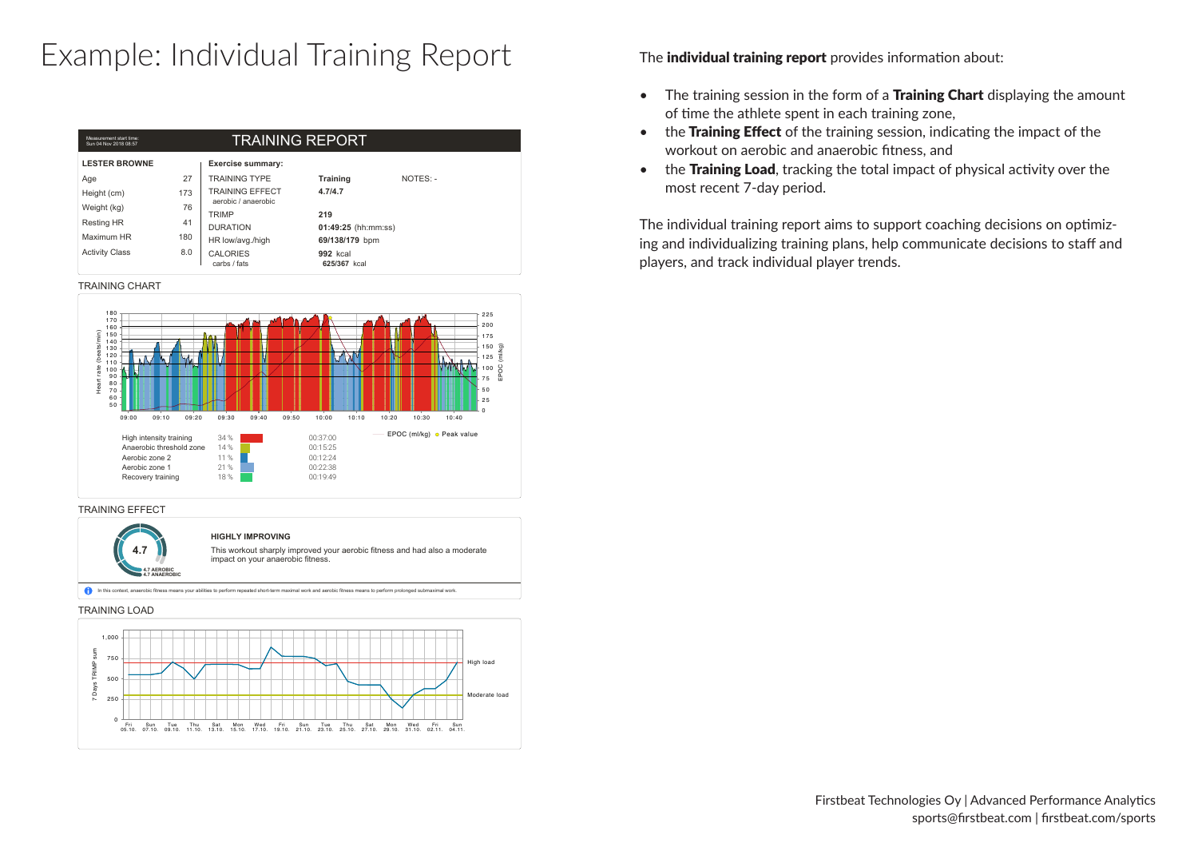# Example: Individual Training Report

Measurement start time:
Sun 04 Nov 2018 08:57

## TRAINING REPORT

| LESTER BROWNE | |
|---|---|
| Age | 27 |
| Height (cm) | 173 |
| Weight (kg) | 76 |
| Resting HR | 41 |
| Maximum HR | 180 |
| Activity Class | 8.0 |

**Exercise summary:**

| | | |
|---|---|---|
| TRAINING TYPE | **Training** | NOTES: - |
| TRAINING EFFECT aerobic / anaerobic | **4.7/4.7** | |
| TRIMP | **219** | |
| DURATION | **01:49:25** (hh:mm:ss) | |
| HR low/avg./high | **69/138/179** bpm | |
| CALORIES carbs / fats | **992** kcal **625/367** kcal | |

TRAINING CHART

| Zone | % | Time |
|---|---|---|
| High intensity training | 34 % | 00:37:00 |
| Anaerobic threshold zone | 14 % | 00:15:25 |
| Aerobic zone 2 | 11 % | 00:12:24 |
| Aerobic zone 1 | 21 % | 00:22:38 |
| Recovery training | 18 % | 00:19:49 |

EPOC (ml/kg) Peak value

TRAINING EFFECT

4.7
4.7 AEROBIC
4.7 ANAEROBIC

**HIGHLY IMPROVING**

This workout sharply improved your aerobic fitness and had also a moderate impact on your anaerobic fitness.

In this context, anaerobic fitness means your abilities to perform repeated short-term maximal work and aerobic fitness means to perform prolonged submaximal work.

TRAINING LOAD

High load
Moderate load

The **individual training report** provides information about:

- The training session in the form of a **Training Chart** displaying the amount of time the athlete spent in each training zone,
- the **Training Effect** of the training session, indicating the impact of the workout on aerobic and anaerobic fitness, and
- the **Training Load**, tracking the total impact of physical activity over the most recent 7-day period.

The individual training report aims to support coaching decisions on optimizing and individualizing training plans, help communicate decisions to staff and players, and track individual player trends.

Firstbeat Technologies Oy | Advanced Performance Analytics
sports@firstbeat.com | firstbeat.com/sports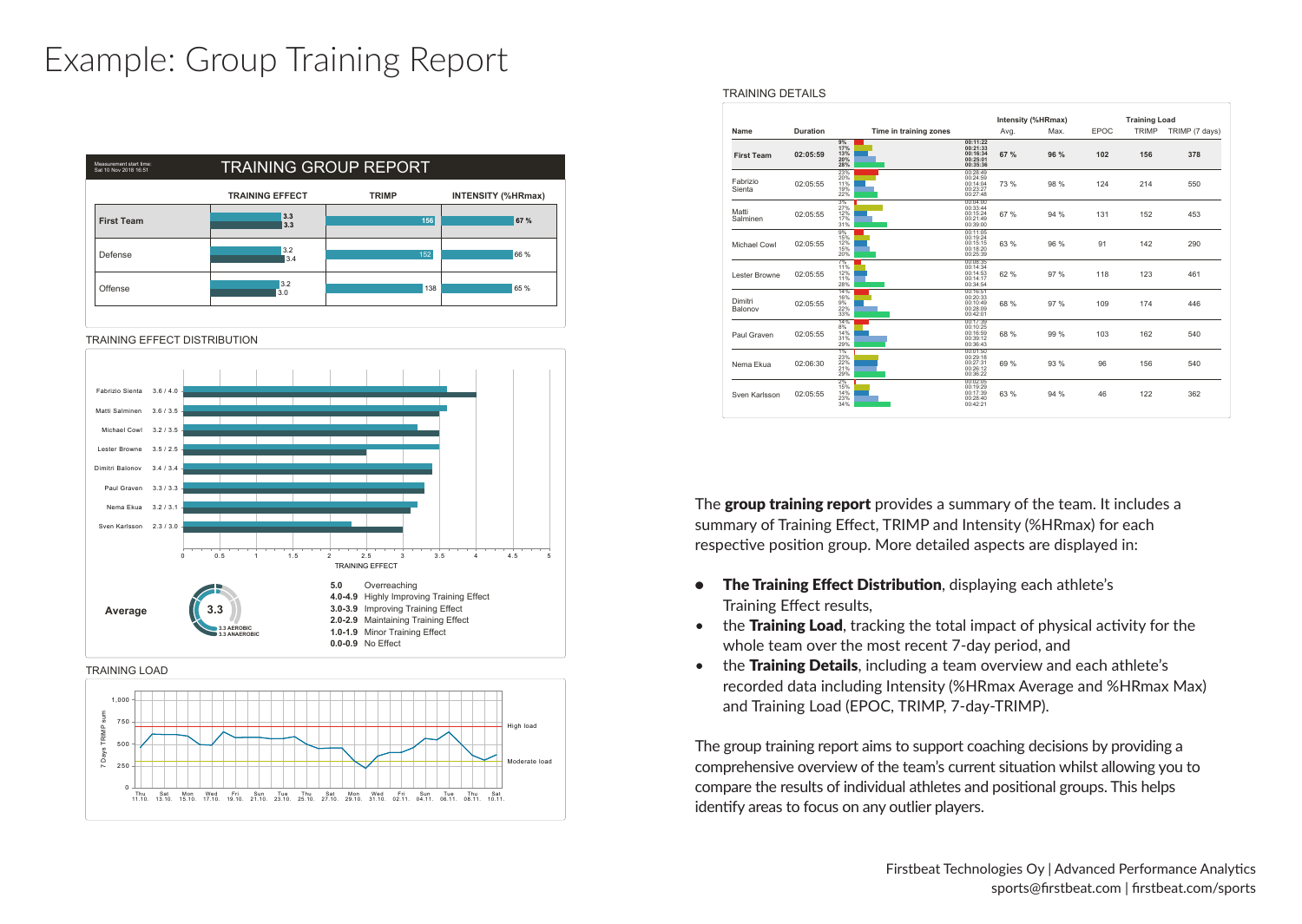# Example: Group Training Report

Measurement start time:
Sat 10 Nov 2018 16:51

## TRAINING GROUP REPORT

| | TRAINING EFFECT | TRIMP | INTENSITY (%HRmax) |
|---|---|---|---|
| **First Team** | 3.3 / 3.3 | 156 | 67 % |
| Defense | 3.2 / 3.4 | 152 | 66 % |
| Offense | 3.2 / 3.0 | 138 | 65 % |

TRAINING EFFECT DISTRIBUTION

Fabrizio Sienta 3.6 / 4.0
Matti Salminen 3.6 / 3.5
Michael Cowl 3.2 / 3.5
Lester Browne 3.5 / 2.5
Dimitri Balonov 3.4 / 3.4
Paul Graven 3.3 / 3.3
Nema Ekua 3.2 / 3.1
Sven Karlsson 2.3 / 3.0

0 0.5 1 1.5 2 2.5 3 3.5 4 4.5 5
TRAINING EFFECT

**Average** 3.3
3.3 AEROBIC
3.3 ANAEROBIC

**5.0** Overreaching
**4.0-4.9** Highly Improving Training Effect
**3.0-3.9** Improving Training Effect
**2.0-2.9** Maintaining Training Effect
**1.0-1.9** Minor Training Effect
**0.0-0.9** No Effect

TRAINING LOAD

7 Days TRIMP sum
1,000 750 500 250 0
High load
Moderate load
Thu 11.10. Sat 13.10. Mon 15.10. Wed 17.10. Fri 19.10. Sun 21.10. Tue 23.10. Thu 25.10. Sat 27.10. Mon 29.10. Wed 31.10. Fri 02.11. Sun 04.11. Tue 06.11. Thu 08.11. Sat 10.11.

TRAINING DETAILS

| Name | Duration | Time in training zones | | Intensity (%HRmax) Avg. | Max. | EPOC | Training Load TRIMP | TRIMP (7 days) |
|---|---|---|---|---|---|---|---|---|
| **First Team** | **02:05:59** | **9% 17% 13% 20% 28%** | **00:11:22 00:21:33 00:16:34 00:25:01 00:35:36** | **67 %** | **96 %** | **102** | **156** | **378** |
| Fabrizio Sienta | 02:05:55 | 23% 20% 11% 19% 22% | 00:28:49 00:24:59 00:14:04 00:23:27 00:27:48 | 73 % | 98 % | 124 | 214 | 550 |
| Matti Salminen | 02:05:55 | 3% 27% 12% 17% 31% | 00:04:00 00:33:44 00:15:24 00:21:49 00:39:00 | 67 % | 94 % | 131 | 152 | 453 |
| Michael Cowl | 02:05:55 | 9% 15% 12% 15% 20% | 00:11:05 00:19:24 00:15:15 00:18:20 00:25:39 | 63 % | 96 % | 91 | 142 | 290 |
| Lester Browne | 02:05:55 | 7% 11% 12% 11% 28% | 00:08:35 00:14:34 00:14:53 00:14:17 00:34:54 | 62 % | 97 % | 118 | 123 | 461 |
| Dimitri Balonov | 02:05:55 | 14% 16% 9% 22% 33% | 00:16:51 00:20:33 00:10:49 00:28:09 00:42:01 | 68 % | 97 % | 109 | 174 | 446 |
| Paul Graven | 02:05:55 | 14% 8% 14% 31% 29% | 00:17:39 00:10:25 00:16:59 00:39:12 00:36:43 | 68 % | 99 % | 103 | 162 | 540 |
| Nema Ekua | 02:06:30 | 1% 23% 22% 21% 29% | 00:01:50 00:29:18 00:27:31 00:26:12 00:36:22 | 69 % | 93 % | 96 | 156 | 540 |
| Sven Karlsson | 02:05:55 | 2% 15% 14% 23% 34% | 00:02:05 00:19:29 00:17:39 00:28:40 00:42:21 | 63 % | 94 % | 46 | 122 | 362 |

The **group training report** provides a summary of the team. It includes a summary of Training Effect, TRIMP and Intensity (%HRmax) for each respective position group. More detailed aspects are displayed in:

- **The Training Effect Distribution**, displaying each athlete's Training Effect results,
- the **Training Load**, tracking the total impact of physical activity for the whole team over the most recent 7-day period, and
- the **Training Details**, including a team overview and each athlete's recorded data including Intensity (%HRmax Average and %HRmax Max) and Training Load (EPOC, TRIMP, 7-day-TRIMP).

The group training report aims to support coaching decisions by providing a comprehensive overview of the team's current situation whilst allowing you to compare the results of individual athletes and positional groups. This helps identify areas to focus on any outlier players.

Firstbeat Technologies Oy | Advanced Performance Analytics
sports@firstbeat.com | firstbeat.com/sports